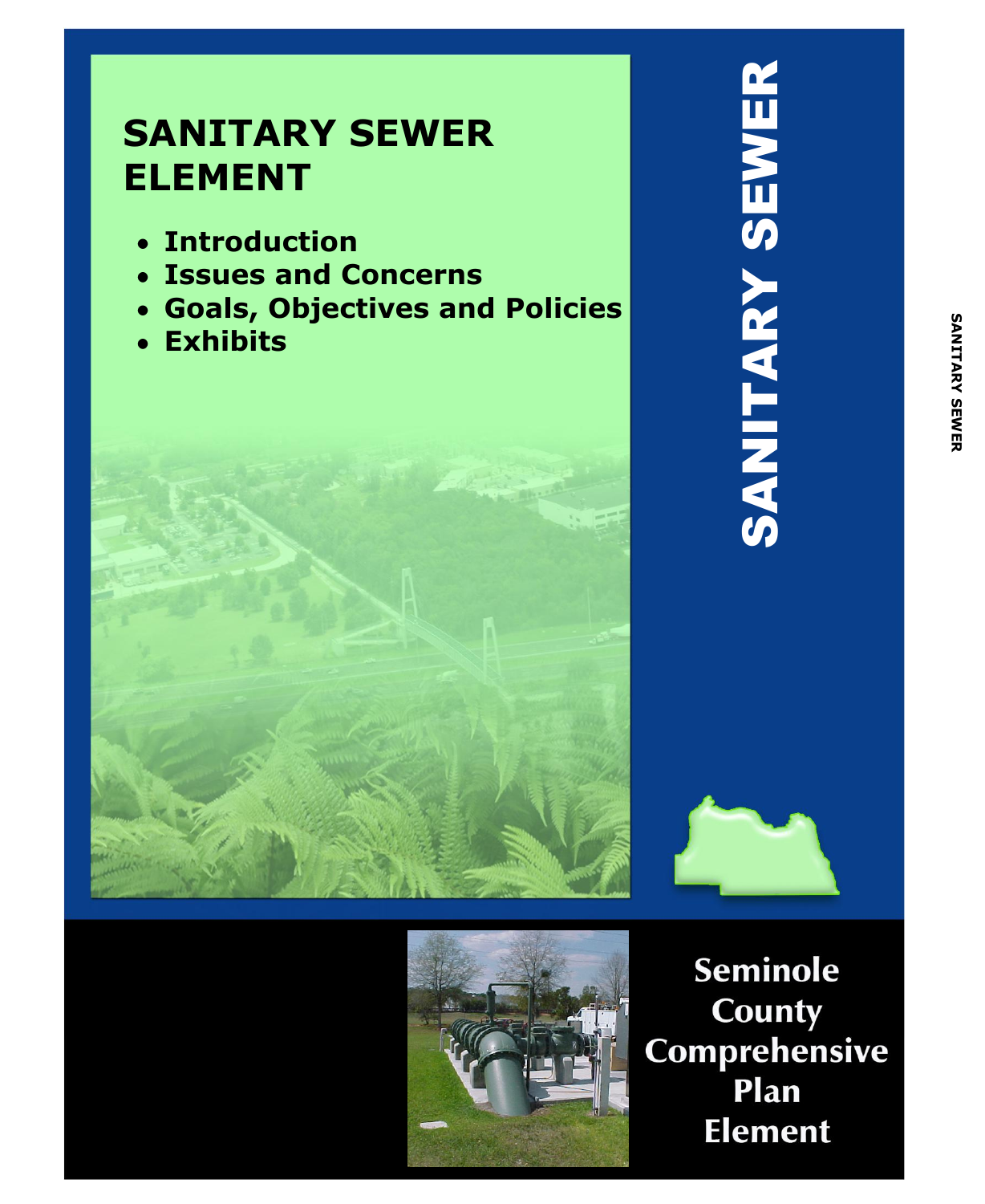# SANITARY SEWER ELEMENT

- Introduction
- Issues and Concerns
- Goals, Objectives and Policies
- Exhibits

SANITARY SEWER

Seminole County Comprehensive Plan Element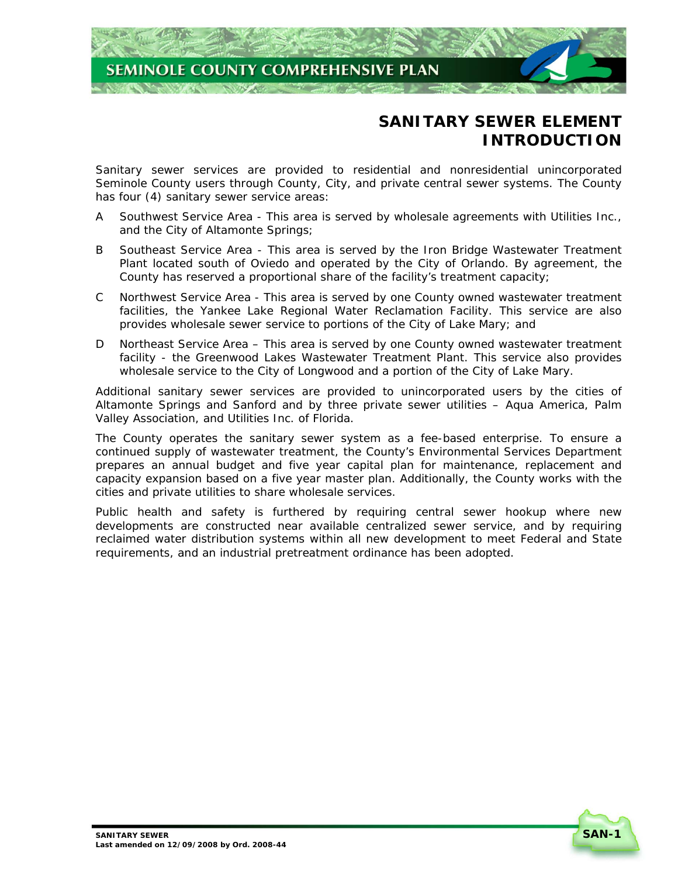# SANITARY SEWER ELEMENT INTRODUCTION

Sanitary sewer services are provided to residential and nonresidential unincorporated Seminole County users through County, City, and private central sewer systems. The County has four (4) sanitary sewer service areas:

A Southwest Service Area - This area is served by wholesale agreements with Utilities Inc., and the City of Altamonte Springs;

B Southeast Service Area - This area is served by the Iron Bridge Wastewater Treatment Plant located south of Oviedo and operated by the City of Orlando. By agreement, the County has reserved a proportional share of the facility's treatment capacity;

C Northwest Service Area - This area is served by one County owned wastewater treatment facilities, the Yankee Lake Regional Water Reclamation Facility. This service are also provides wholesale sewer service to portions of the City of Lake Mary; and

D Northeast Service Area – This area is served by one County owned wastewater treatment facility - the Greenwood Lakes Wastewater Treatment Plant. This service also provides wholesale service to the City of Longwood and a portion of the City of Lake Mary.

Additional sanitary sewer services are provided to unincorporated users by the cities of Altamonte Springs and Sanford and by three private sewer utilities – Aqua America, Palm Valley Association, and Utilities Inc. of Florida.

The County operates the sanitary sewer system as a fee-based enterprise. To ensure a continued supply of wastewater treatment, the County's Environmental Services Department prepares an annual budget and five year capital plan for maintenance, replacement and capacity expansion based on a five year master plan. Additionally, the County works with the cities and private utilities to share wholesale services.

Public health and safety is furthered by requiring central sewer hookup where new developments are constructed near available centralized sewer service, and by requiring reclaimed water distribution systems within all new development to meet Federal and State requirements, and an industrial pretreatment ordinance has been adopted.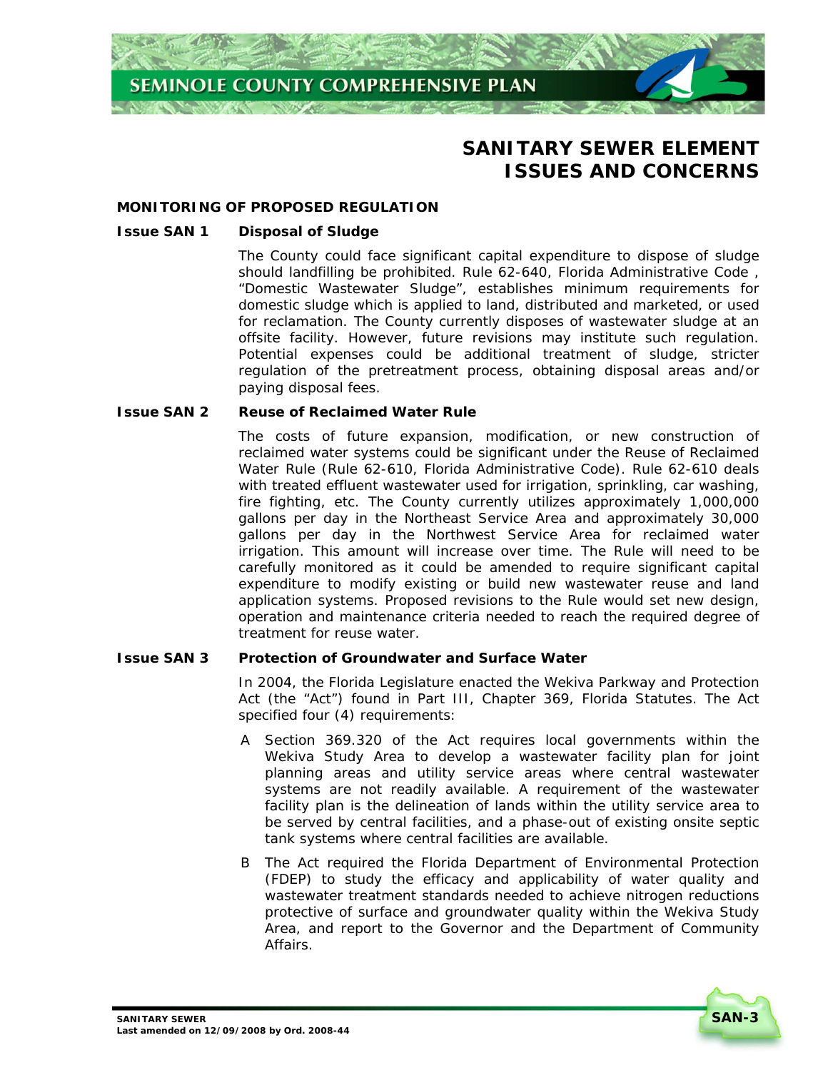# SANITARY SEWER ELEMENT ISSUES AND CONCERNS

## MONITORING OF PROPOSED REGULATION

### Issue SAN 1 Disposal of Sludge

The County could face significant capital expenditure to dispose of sludge should landfilling be prohibited. Rule 62-640, Florida Administrative Code , "Domestic Wastewater Sludge", establishes minimum requirements for domestic sludge which is applied to land, distributed and marketed, or used for reclamation. The County currently disposes of wastewater sludge at an offsite facility. However, future revisions may institute such regulation. Potential expenses could be additional treatment of sludge, stricter regulation of the pretreatment process, obtaining disposal areas and/or paying disposal fees.

### Issue SAN 2 Reuse of Reclaimed Water Rule

The costs of future expansion, modification, or new construction of reclaimed water systems could be significant under the Reuse of Reclaimed Water Rule (Rule 62-610, Florida Administrative Code). Rule 62-610 deals with treated effluent wastewater used for irrigation, sprinkling, car washing, fire fighting, etc. The County currently utilizes approximately 1,000,000 gallons per day in the Northeast Service Area and approximately 30,000 gallons per day in the Northwest Service Area for reclaimed water irrigation. This amount will increase over time. The Rule will need to be carefully monitored as it could be amended to require significant capital expenditure to modify existing or build new wastewater reuse and land application systems. Proposed revisions to the Rule would set new design, operation and maintenance criteria needed to reach the required degree of treatment for reuse water.

### Issue SAN 3 Protection of Groundwater and Surface Water

In 2004, the Florida Legislature enacted the Wekiva Parkway and Protection Act (the "Act") found in Part III, Chapter 369, Florida Statutes. The Act specified four (4) requirements:

A Section 369.320 of the Act requires local governments within the Wekiva Study Area to develop a wastewater facility plan for joint planning areas and utility service areas where central wastewater systems are not readily available. A requirement of the wastewater facility plan is the delineation of lands within the utility service area to be served by central facilities, and a phase-out of existing onsite septic tank systems where central facilities are available.

B The Act required the Florida Department of Environmental Protection (FDEP) to study the efficacy and applicability of water quality and wastewater treatment standards needed to achieve nitrogen reductions protective of surface and groundwater quality within the Wekiva Study Area, and report to the Governor and the Department of Community Affairs.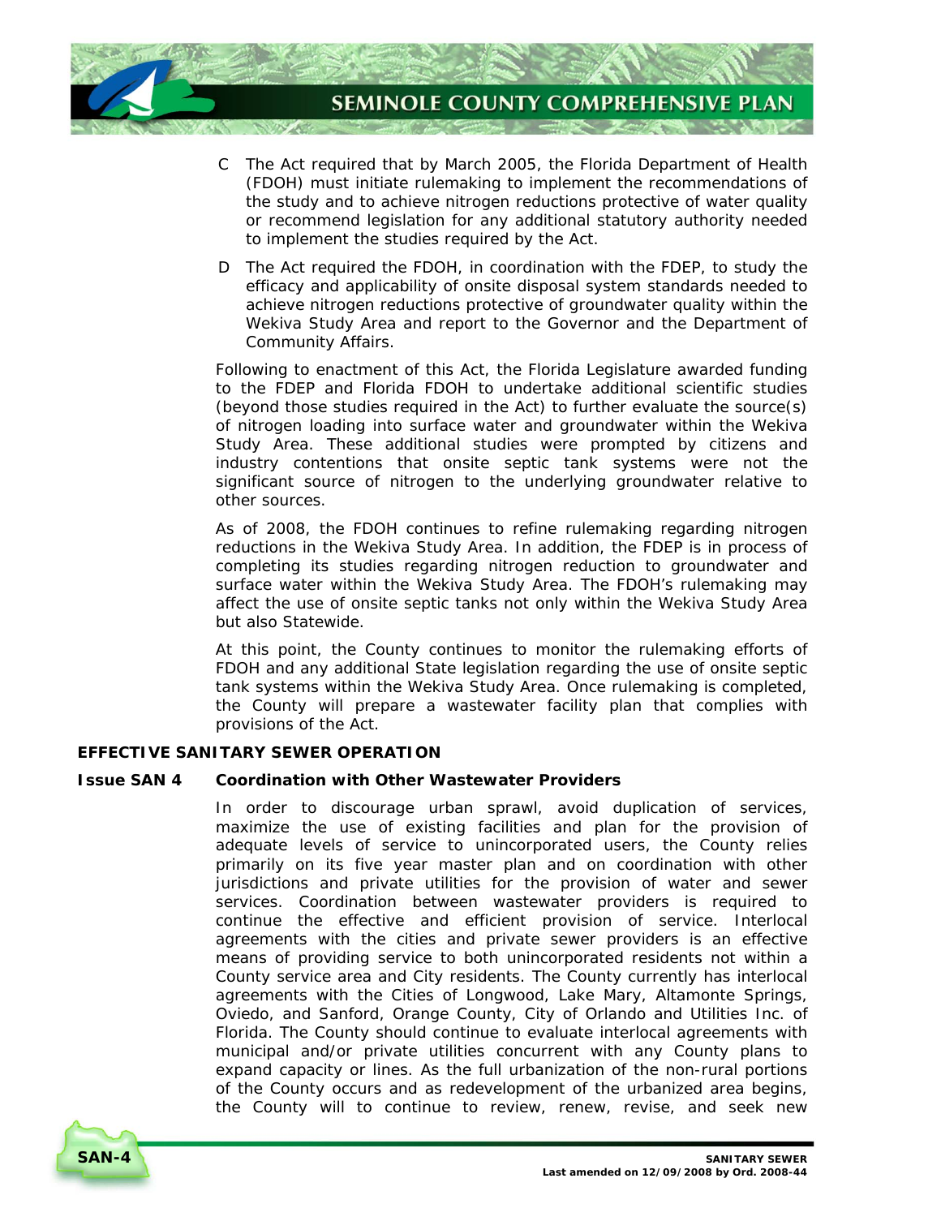C The Act required that by March 2005, the Florida Department of Health (FDOH) must initiate rulemaking to implement the recommendations of the study and to achieve nitrogen reductions protective of water quality or recommend legislation for any additional statutory authority needed to implement the studies required by the Act.

D The Act required the FDOH, in coordination with the FDEP, to study the efficacy and applicability of onsite disposal system standards needed to achieve nitrogen reductions protective of groundwater quality within the Wekiva Study Area and report to the Governor and the Department of Community Affairs.

Following to enactment of this Act, the Florida Legislature awarded funding to the FDEP and Florida FDOH to undertake additional scientific studies (beyond those studies required in the Act) to further evaluate the source(s) of nitrogen loading into surface water and groundwater within the Wekiva Study Area. These additional studies were prompted by citizens and industry contentions that onsite septic tank systems were not the significant source of nitrogen to the underlying groundwater relative to other sources.

As of 2008, the FDOH continues to refine rulemaking regarding nitrogen reductions in the Wekiva Study Area. In addition, the FDEP is in process of completing its studies regarding nitrogen reduction to groundwater and surface water within the Wekiva Study Area. The FDOH's rulemaking may affect the use of onsite septic tanks not only within the Wekiva Study Area but also Statewide.

At this point, the County continues to monitor the rulemaking efforts of FDOH and any additional State legislation regarding the use of onsite septic tank systems within the Wekiva Study Area. Once rulemaking is completed, the County will prepare a wastewater facility plan that complies with provisions of the Act.

## EFFECTIVE SANITARY SEWER OPERATION

### Issue SAN 4 Coordination with Other Wastewater Providers

In order to discourage urban sprawl, avoid duplication of services, maximize the use of existing facilities and plan for the provision of adequate levels of service to unincorporated users, the County relies primarily on its five year master plan and on coordination with other jurisdictions and private utilities for the provision of water and sewer services. Coordination between wastewater providers is required to continue the effective and efficient provision of service. Interlocal agreements with the cities and private sewer providers is an effective means of providing service to both unincorporated residents not within a County service area and City residents. The County currently has interlocal agreements with the Cities of Longwood, Lake Mary, Altamonte Springs, Oviedo, and Sanford, Orange County, City of Orlando and Utilities Inc. of Florida. The County should continue to evaluate interlocal agreements with municipal and/or private utilities concurrent with any County plans to expand capacity or lines. As the full urbanization of the non-rural portions of the County occurs and as redevelopment of the urbanized area begins, the County will to continue to review, renew, revise, and seek new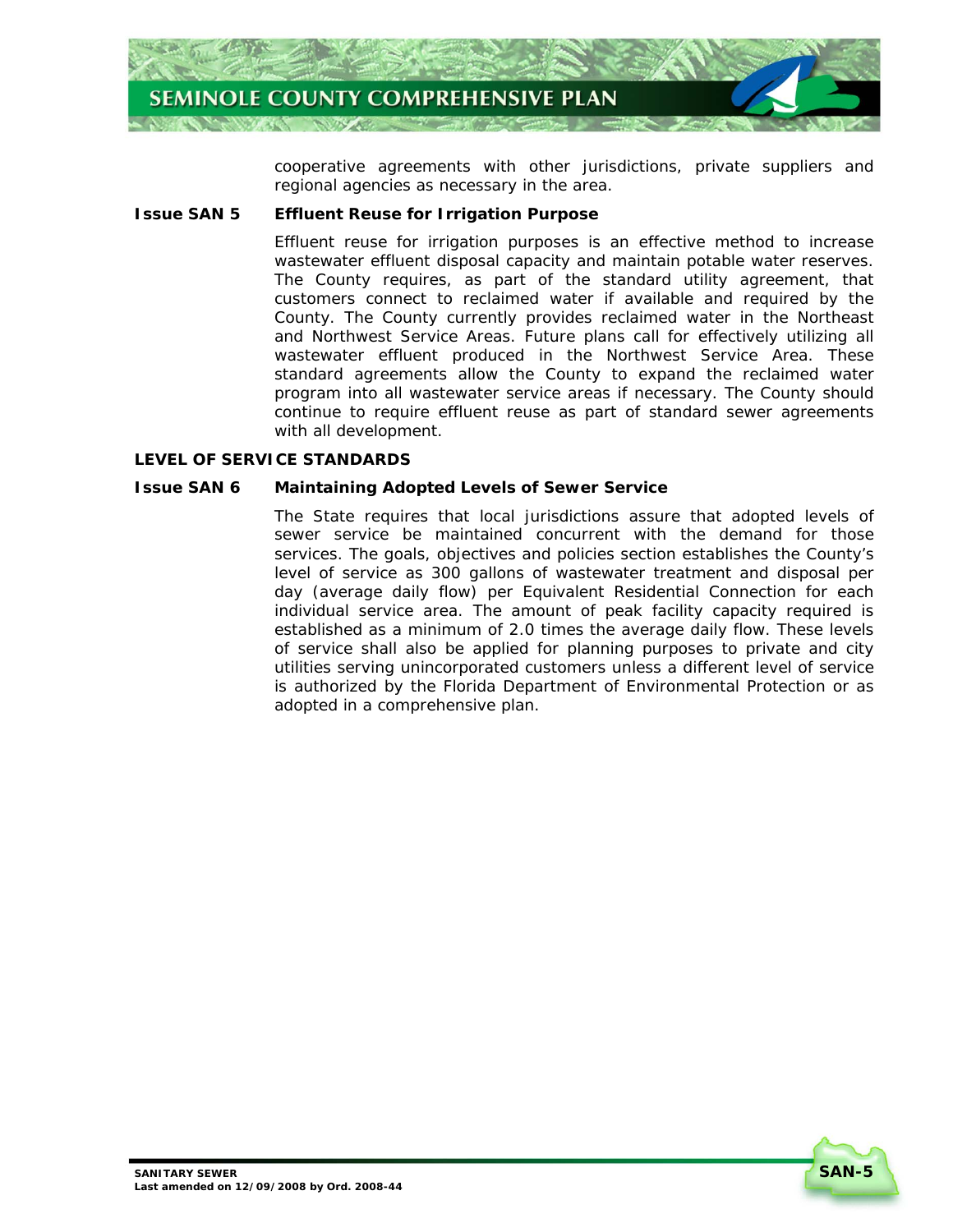cooperative agreements with other jurisdictions, private suppliers and regional agencies as necessary in the area.

**Issue SAN 5 Effluent Reuse for Irrigation Purpose**

Effluent reuse for irrigation purposes is an effective method to increase wastewater effluent disposal capacity and maintain potable water reserves. The County requires, as part of the standard utility agreement, that customers connect to reclaimed water if available and required by the County. The County currently provides reclaimed water in the Northeast and Northwest Service Areas. Future plans call for effectively utilizing all wastewater effluent produced in the Northwest Service Area. These standard agreements allow the County to expand the reclaimed water program into all wastewater service areas if necessary. The County should continue to require effluent reuse as part of standard sewer agreements with all development.

## LEVEL OF SERVICE STANDARDS

**Issue SAN 6 Maintaining Adopted Levels of Sewer Service**

The State requires that local jurisdictions assure that adopted levels of sewer service be maintained concurrent with the demand for those services. The goals, objectives and policies section establishes the County's level of service as 300 gallons of wastewater treatment and disposal per day (average daily flow) per Equivalent Residential Connection for each individual service area. The amount of peak facility capacity required is established as a minimum of 2.0 times the average daily flow. These levels of service shall also be applied for planning purposes to private and city utilities serving unincorporated customers unless a different level of service is authorized by the Florida Department of Environmental Protection or as adopted in a comprehensive plan.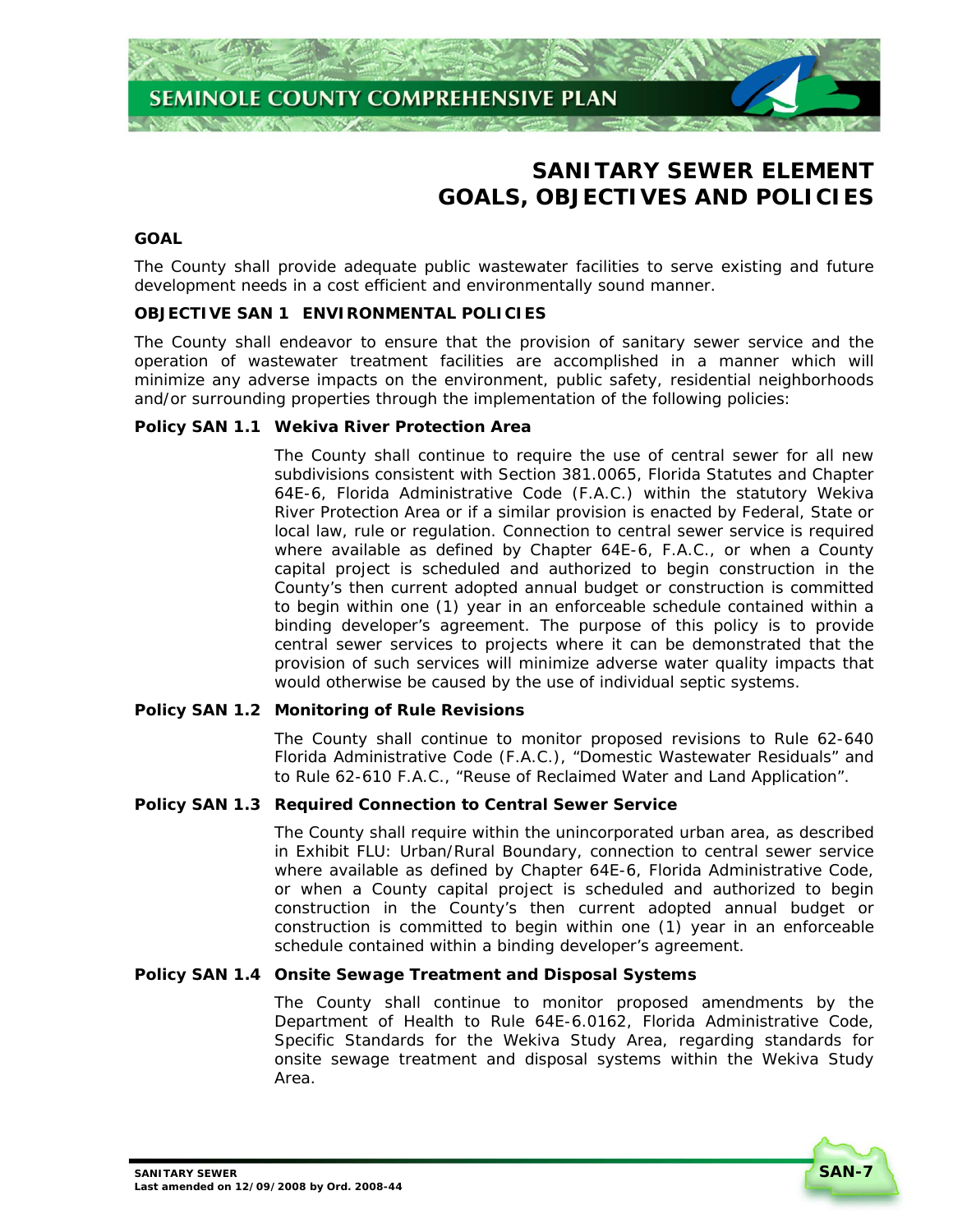# SANITARY SEWER ELEMENT GOALS, OBJECTIVES AND POLICIES

## GOAL

The County shall provide adequate public wastewater facilities to serve existing and future development needs in a cost efficient and environmentally sound manner.

## OBJECTIVE SAN 1 ENVIRONMENTAL POLICIES

The County shall endeavor to ensure that the provision of sanitary sewer service and the operation of wastewater treatment facilities are accomplished in a manner which will minimize any adverse impacts on the environment, public safety, residential neighborhoods and/or surrounding properties through the implementation of the following policies:

### Policy SAN 1.1 Wekiva River Protection Area

The County shall continue to require the use of central sewer for all new subdivisions consistent with Section 381.0065, Florida Statutes and Chapter 64E-6, Florida Administrative Code (F.A.C.) within the statutory Wekiva River Protection Area or if a similar provision is enacted by Federal, State or local law, rule or regulation. Connection to central sewer service is required where available as defined by Chapter 64E-6, F.A.C., or when a County capital project is scheduled and authorized to begin construction in the County's then current adopted annual budget or construction is committed to begin within one (1) year in an enforceable schedule contained within a binding developer's agreement. The purpose of this policy is to provide central sewer services to projects where it can be demonstrated that the provision of such services will minimize adverse water quality impacts that would otherwise be caused by the use of individual septic systems.

### Policy SAN 1.2 Monitoring of Rule Revisions

The County shall continue to monitor proposed revisions to Rule 62-640 Florida Administrative Code (F.A.C.), "Domestic Wastewater Residuals" and to Rule 62-610 F.A.C., "Reuse of Reclaimed Water and Land Application".

### Policy SAN 1.3 Required Connection to Central Sewer Service

The County shall require within the unincorporated urban area, as described in Exhibit FLU: Urban/Rural Boundary, connection to central sewer service where available as defined by Chapter 64E-6, Florida Administrative Code, or when a County capital project is scheduled and authorized to begin construction in the County's then current adopted annual budget or construction is committed to begin within one (1) year in an enforceable schedule contained within a binding developer's agreement.

### Policy SAN 1.4 Onsite Sewage Treatment and Disposal Systems

The County shall continue to monitor proposed amendments by the Department of Health to Rule 64E-6.0162, Florida Administrative Code, Specific Standards for the Wekiva Study Area, regarding standards for onsite sewage treatment and disposal systems within the Wekiva Study Area.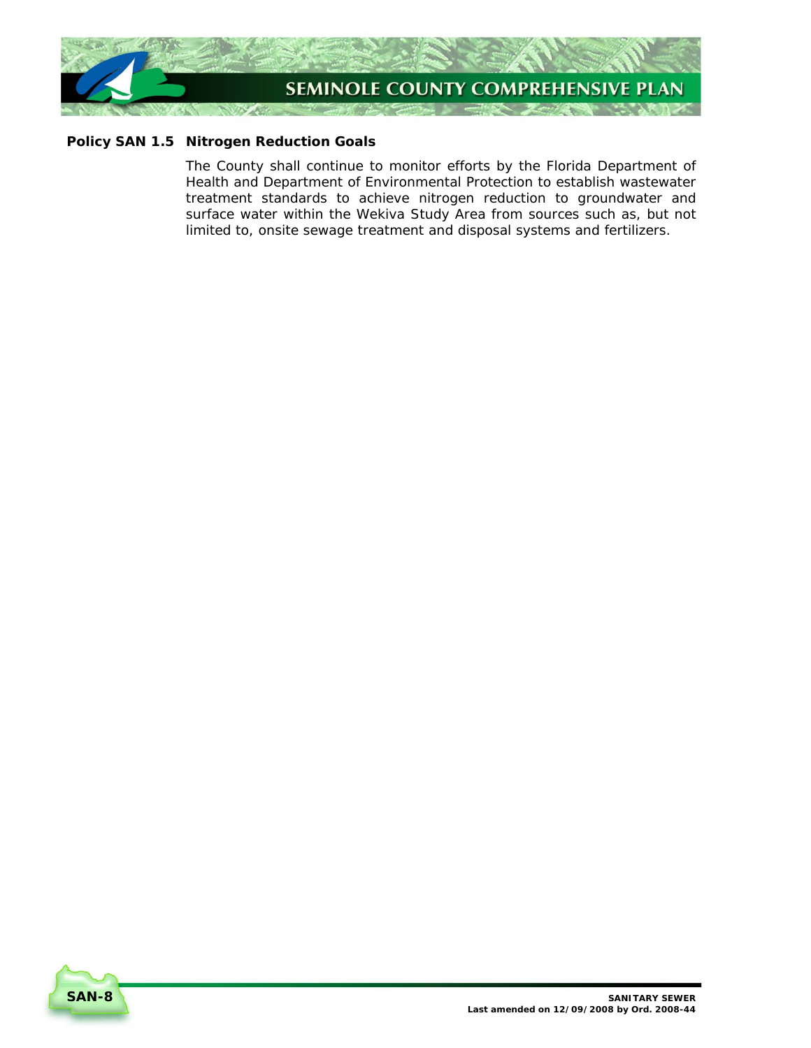**Policy SAN 1.5 Nitrogen Reduction Goals**

The County shall continue to monitor efforts by the Florida Department of Health and Department of Environmental Protection to establish wastewater treatment standards to achieve nitrogen reduction to groundwater and surface water within the Wekiva Study Area from sources such as, but not limited to, onsite sewage treatment and disposal systems and fertilizers.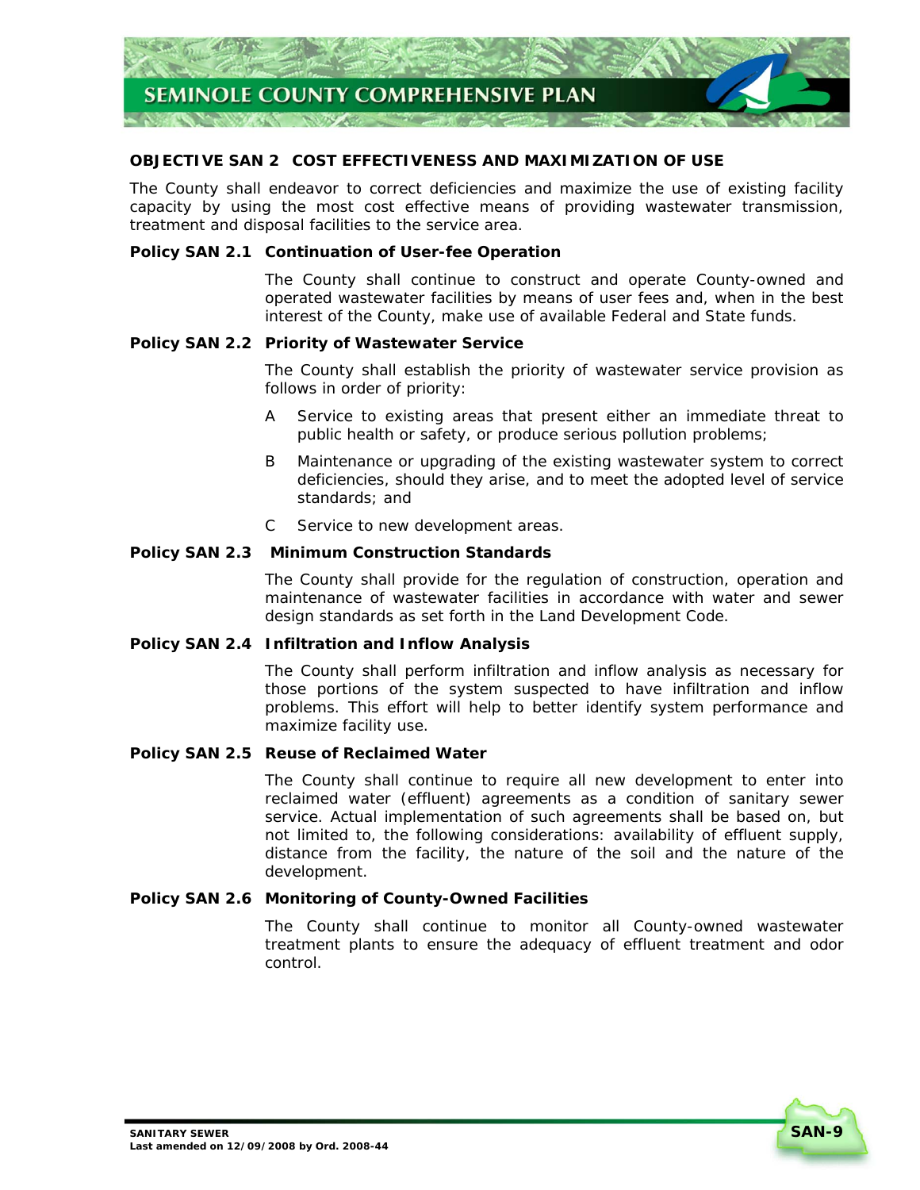## OBJECTIVE SAN 2 COST EFFECTIVENESS AND MAXIMIZATION OF USE

The County shall endeavor to correct deficiencies and maximize the use of existing facility capacity by using the most cost effective means of providing wastewater transmission, treatment and disposal facilities to the service area.

### Policy SAN 2.1 Continuation of User-fee Operation

The County shall continue to construct and operate County-owned and operated wastewater facilities by means of user fees and, when in the best interest of the County, make use of available Federal and State funds.

### Policy SAN 2.2 Priority of Wastewater Service

The County shall establish the priority of wastewater service provision as follows in order of priority:

A Service to existing areas that present either an immediate threat to public health or safety, or produce serious pollution problems;

B Maintenance or upgrading of the existing wastewater system to correct deficiencies, should they arise, and to meet the adopted level of service standards; and

C Service to new development areas.

### Policy SAN 2.3 Minimum Construction Standards

The County shall provide for the regulation of construction, operation and maintenance of wastewater facilities in accordance with water and sewer design standards as set forth in the Land Development Code.

### Policy SAN 2.4 Infiltration and Inflow Analysis

The County shall perform infiltration and inflow analysis as necessary for those portions of the system suspected to have infiltration and inflow problems. This effort will help to better identify system performance and maximize facility use.

### Policy SAN 2.5 Reuse of Reclaimed Water

The County shall continue to require all new development to enter into reclaimed water (effluent) agreements as a condition of sanitary sewer service. Actual implementation of such agreements shall be based on, but not limited to, the following considerations: availability of effluent supply, distance from the facility, the nature of the soil and the nature of the development.

### Policy SAN 2.6 Monitoring of County-Owned Facilities

The County shall continue to monitor all County-owned wastewater treatment plants to ensure the adequacy of effluent treatment and odor control.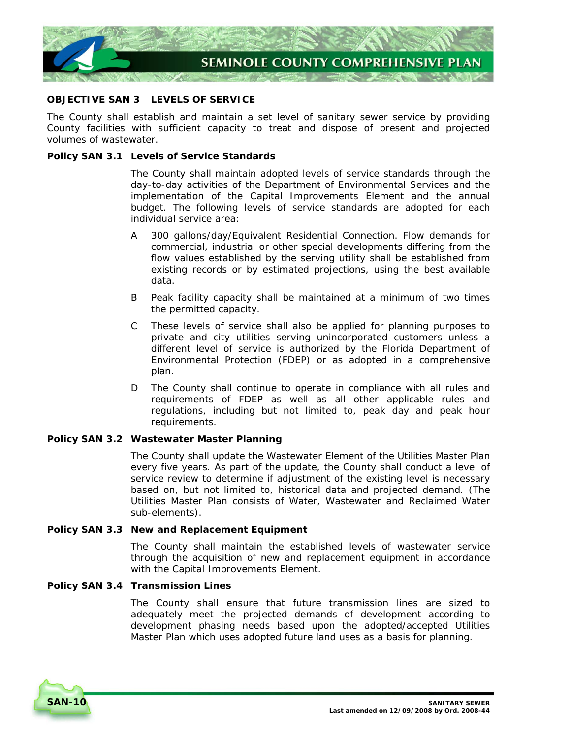### OBJECTIVE SAN 3 LEVELS OF SERVICE

The County shall establish and maintain a set level of sanitary sewer service by providing County facilities with sufficient capacity to treat and dispose of present and projected volumes of wastewater.

**Policy SAN 3.1 Levels of Service Standards**

The County shall maintain adopted levels of service standards through the day-to-day activities of the Department of Environmental Services and the implementation of the Capital Improvements Element and the annual budget. The following levels of service standards are adopted for each individual service area:

A 300 gallons/day/Equivalent Residential Connection. Flow demands for commercial, industrial or other special developments differing from the flow values established by the serving utility shall be established from existing records or by estimated projections, using the best available data.

B Peak facility capacity shall be maintained at a minimum of two times the permitted capacity.

C These levels of service shall also be applied for planning purposes to private and city utilities serving unincorporated customers unless a different level of service is authorized by the Florida Department of Environmental Protection (FDEP) or as adopted in a comprehensive plan.

D The County shall continue to operate in compliance with all rules and requirements of FDEP as well as all other applicable rules and regulations, including but not limited to, peak day and peak hour requirements.

**Policy SAN 3.2 Wastewater Master Planning**

The County shall update the Wastewater Element of the Utilities Master Plan every five years. As part of the update, the County shall conduct a level of service review to determine if adjustment of the existing level is necessary based on, but not limited to, historical data and projected demand. (The Utilities Master Plan consists of Water, Wastewater and Reclaimed Water sub-elements).

**Policy SAN 3.3 New and Replacement Equipment**

The County shall maintain the established levels of wastewater service through the acquisition of new and replacement equipment in accordance with the Capital Improvements Element.

**Policy SAN 3.4 Transmission Lines**

The County shall ensure that future transmission lines are sized to adequately meet the projected demands of development according to development phasing needs based upon the adopted/accepted Utilities Master Plan which uses adopted future land uses as a basis for planning.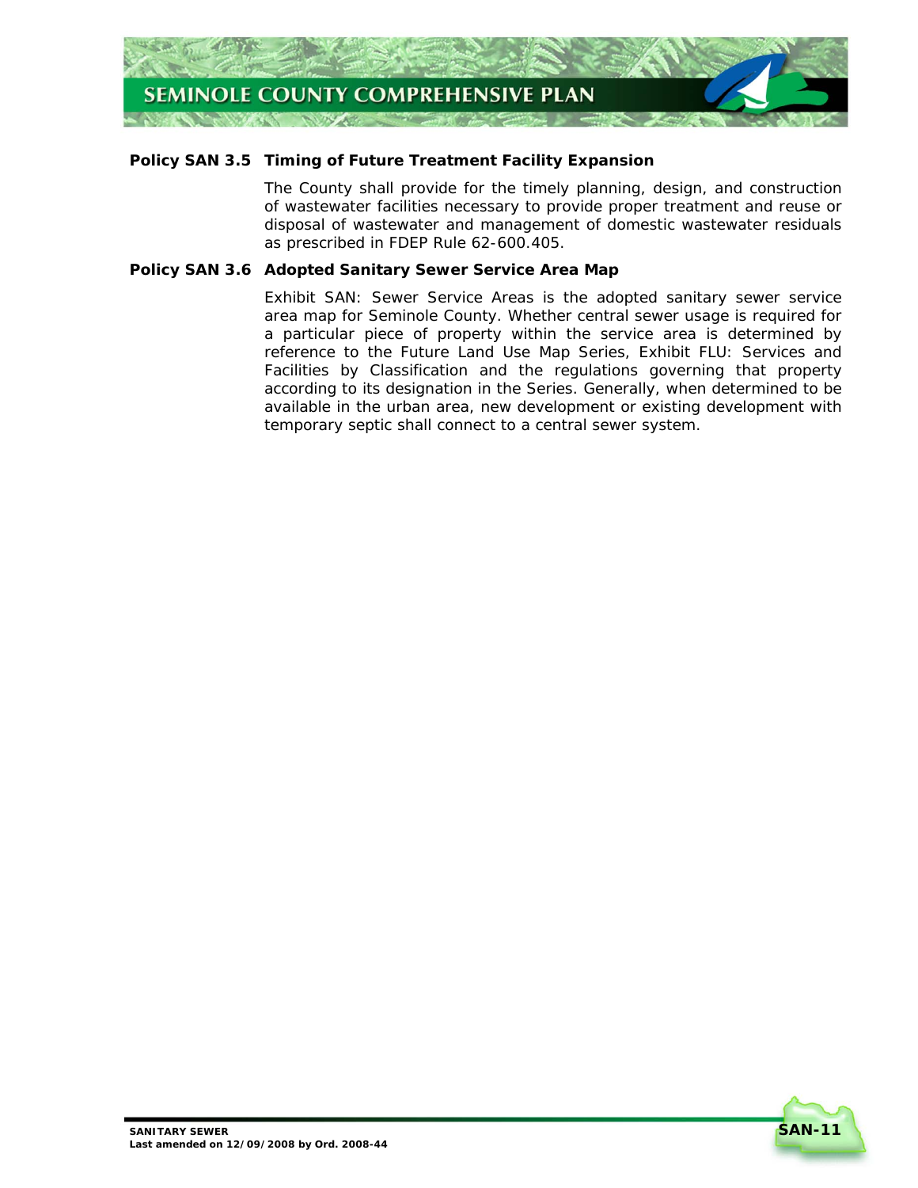**Policy SAN 3.5 Timing of Future Treatment Facility Expansion**

The County shall provide for the timely planning, design, and construction of wastewater facilities necessary to provide proper treatment and reuse or disposal of wastewater and management of domestic wastewater residuals as prescribed in FDEP Rule 62-600.405.

**Policy SAN 3.6 Adopted Sanitary Sewer Service Area Map**

Exhibit SAN: Sewer Service Areas is the adopted sanitary sewer service area map for Seminole County. Whether central sewer usage is required for a particular piece of property within the service area is determined by reference to the Future Land Use Map Series, Exhibit FLU: Services and Facilities by Classification and the regulations governing that property according to its designation in the Series. Generally, when determined to be available in the urban area, new development or existing development with temporary septic shall connect to a central sewer system.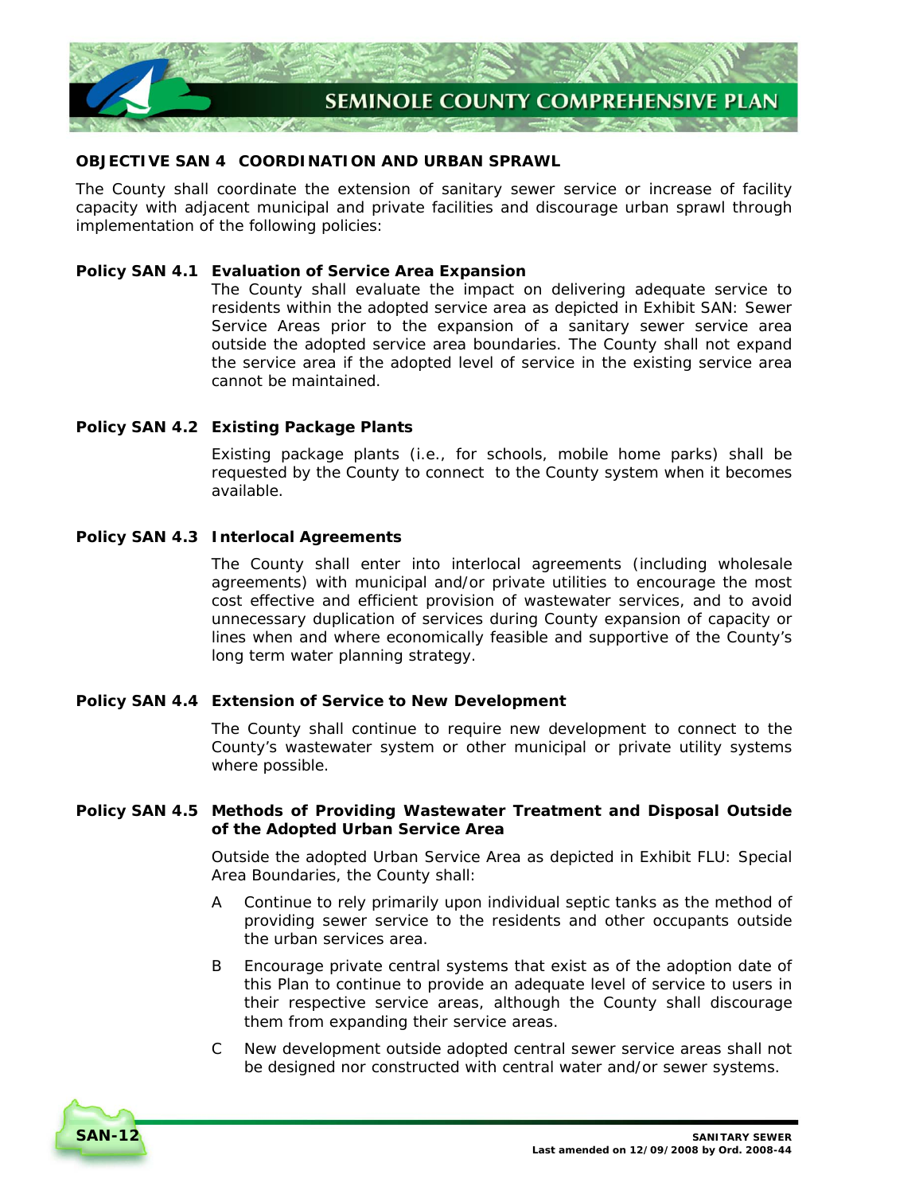### OBJECTIVE SAN 4 COORDINATION AND URBAN SPRAWL

The County shall coordinate the extension of sanitary sewer service or increase of facility capacity with adjacent municipal and private facilities and discourage urban sprawl through implementation of the following policies:

**Policy SAN 4.1 Evaluation of Service Area Expansion**

The County shall evaluate the impact on delivering adequate service to residents within the adopted service area as depicted in Exhibit SAN: Sewer Service Areas prior to the expansion of a sanitary sewer service area outside the adopted service area boundaries. The County shall not expand the service area if the adopted level of service in the existing service area cannot be maintained.

**Policy SAN 4.2 Existing Package Plants**

Existing package plants (i.e., for schools, mobile home parks) shall be requested by the County to connect to the County system when it becomes available.

**Policy SAN 4.3 Interlocal Agreements**

The County shall enter into interlocal agreements (including wholesale agreements) with municipal and/or private utilities to encourage the most cost effective and efficient provision of wastewater services, and to avoid unnecessary duplication of services during County expansion of capacity or lines when and where economically feasible and supportive of the County's long term water planning strategy.

**Policy SAN 4.4 Extension of Service to New Development**

The County shall continue to require new development to connect to the County's wastewater system or other municipal or private utility systems where possible.

**Policy SAN 4.5 Methods of Providing Wastewater Treatment and Disposal Outside of the Adopted Urban Service Area**

Outside the adopted Urban Service Area as depicted in Exhibit FLU: Special Area Boundaries, the County shall:

A Continue to rely primarily upon individual septic tanks as the method of providing sewer service to the residents and other occupants outside the urban services area.

B Encourage private central systems that exist as of the adoption date of this Plan to continue to provide an adequate level of service to users in their respective service areas, although the County shall discourage them from expanding their service areas.

C New development outside adopted central sewer service areas shall not be designed nor constructed with central water and/or sewer systems.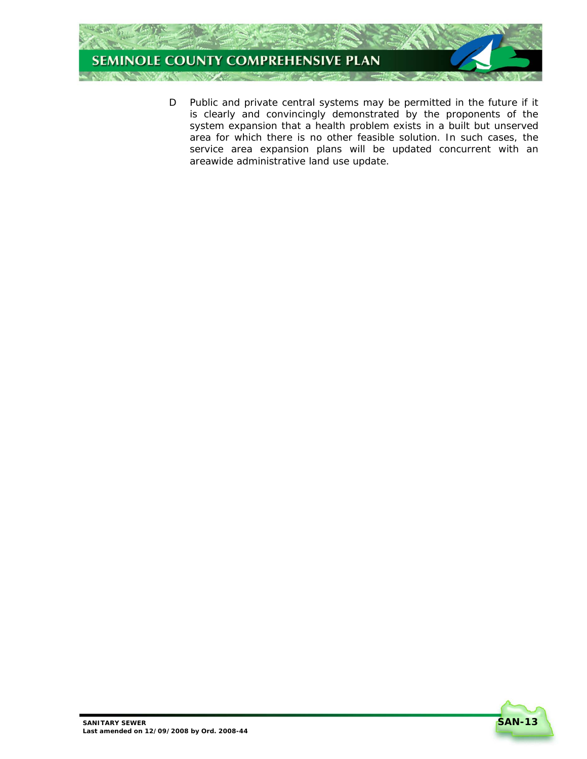D Public and private central systems may be permitted in the future if it is clearly and convincingly demonstrated by the proponents of the system expansion that a health problem exists in a built but unserved area for which there is no other feasible solution. In such cases, the service area expansion plans will be updated concurrent with an areawide administrative land use update.